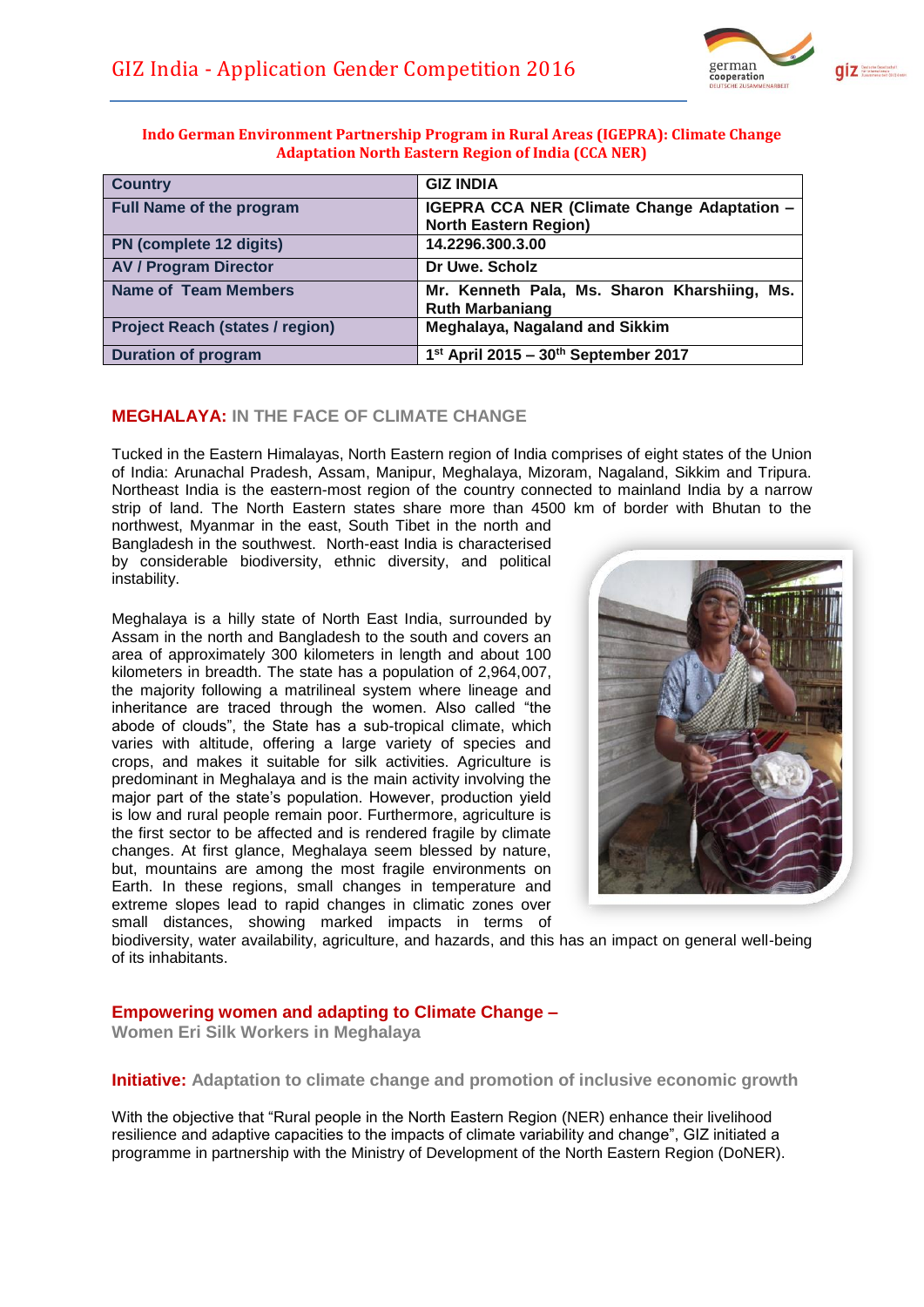# Indo German Environment Partnership Program in Rural Areas (IGEPRA): Climate Change Adaptation North Eastern Region of India (CCA NER)

| Country | GIZ INDIA |
|---|---|
| Full Name of the program | IGEPRA CCA NER (Climate Change Adaptation – North Eastern Region) |
| PN (complete 12 digits) | 14.2296.300.3.00 |
| AV / Program Director | Dr Uwe. Scholz |
| Name of Team Members | Mr. Kenneth Pala, Ms. Sharon Kharshiing, Ms. Ruth Marbaniang |
| Project Reach (states / region) | Meghalaya, Nagaland and Sikkim |
| Duration of program | 1st April 2015 – 30th September 2017 |

## MEGHALAYA: IN THE FACE OF CLIMATE CHANGE

Tucked in the Eastern Himalayas, North Eastern region of India comprises of eight states of the Union of India: Arunachal Pradesh, Assam, Manipur, Meghalaya, Mizoram, Nagaland, Sikkim and Tripura. Northeast India is the eastern-most region of the country connected to mainland India by a narrow strip of land. The North Eastern states share more than 4500 km of border with Bhutan to the northwest, Myanmar in the east, South Tibet in the north and Bangladesh in the southwest. North-east India is characterised by considerable biodiversity, ethnic diversity, and political instability.

Meghalaya is a hilly state of North East India, surrounded by Assam in the north and Bangladesh to the south and covers an area of approximately 300 kilometers in length and about 100 kilometers in breadth. The state has a population of 2,964,007, the majority following a matrilineal system where lineage and inheritance are traced through the women. Also called "the abode of clouds", the State has a sub-tropical climate, which varies with altitude, offering a large variety of species and crops, and makes it suitable for silk activities. Agriculture is predominant in Meghalaya and is the main activity involving the major part of the state's population. However, production yield is low and rural people remain poor. Furthermore, agriculture is the first sector to be affected and is rendered fragile by climate changes. At first glance, Meghalaya seem blessed by nature, but, mountains are among the most fragile environments on Earth. In these regions, small changes in temperature and extreme slopes lead to rapid changes in climatic zones over small distances, showing marked impacts in terms of biodiversity, water availability, agriculture, and hazards, and this has an impact on general well-being of its inhabitants.

## Empowering women and adapting to Climate Change –

### Women Eri Silk Workers in Meghalaya

### Initiative: Adaptation to climate change and promotion of inclusive economic growth

With the objective that "Rural people in the North Eastern Region (NER) enhance their livelihood resilience and adaptive capacities to the impacts of climate variability and change", GIZ initiated a programme in partnership with the Ministry of Development of the North Eastern Region (DoNER).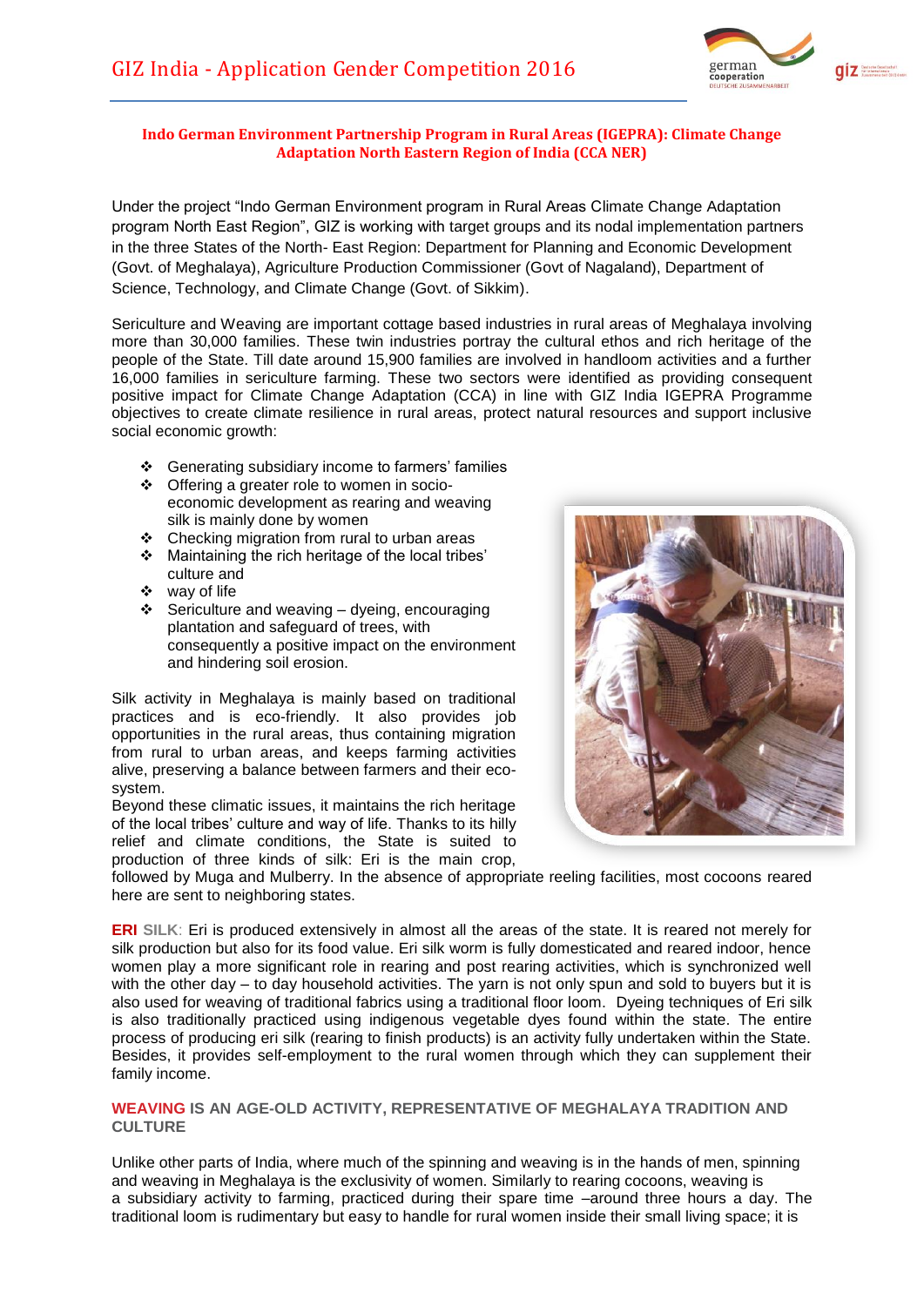## Indo German Environment Partnership Program in Rural Areas (IGEPRA): Climate Change Adaptation North Eastern Region of India (CCA NER)

Under the project "Indo German Environment program in Rural Areas Climate Change Adaptation program North East Region", GIZ is working with target groups and its nodal implementation partners in the three States of the North- East Region: Department for Planning and Economic Development (Govt. of Meghalaya), Agriculture Production Commissioner (Govt of Nagaland), Department of Science, Technology, and Climate Change (Govt. of Sikkim).

Sericulture and Weaving are important cottage based industries in rural areas of Meghalaya involving more than 30,000 families. These twin industries portray the cultural ethos and rich heritage of the people of the State. Till date around 15,900 families are involved in handloom activities and a further 16,000 families in sericulture farming. These two sectors were identified as providing consequent positive impact for Climate Change Adaptation (CCA) in line with GIZ India IGEPRA Programme objectives to create climate resilience in rural areas, protect natural resources and support inclusive social economic growth:

- Generating subsidiary income to farmers' families
- Offering a greater role to women in socio-economic development as rearing and weaving silk is mainly done by women
- Checking migration from rural to urban areas
- Maintaining the rich heritage of the local tribes' culture and
- way of life
- Sericulture and weaving – dyeing, encouraging plantation and safeguard of trees, with consequently a positive impact on the environment and hindering soil erosion.

Silk activity in Meghalaya is mainly based on traditional practices and is eco-friendly. It also provides job opportunities in the rural areas, thus containing migration from rural to urban areas, and keeps farming activities alive, preserving a balance between farmers and their eco-system.

Beyond these climatic issues, it maintains the rich heritage of the local tribes' culture and way of life. Thanks to its hilly relief and climate conditions, the State is suited to production of three kinds of silk: Eri is the main crop, followed by Muga and Mulberry. In the absence of appropriate reeling facilities, most cocoons reared here are sent to neighboring states.

**ERI SILK**: Eri is produced extensively in almost all the areas of the state. It is reared not merely for silk production but also for its food value. Eri silk worm is fully domesticated and reared indoor, hence women play a more significant role in rearing and post rearing activities, which is synchronized well with the other day – to day household activities. The yarn is not only spun and sold to buyers but it is also used for weaving of traditional fabrics using a traditional floor loom. Dyeing techniques of Eri silk is also traditionally practiced using indigenous vegetable dyes found within the state. The entire process of producing eri silk (rearing to finish products) is an activity fully undertaken within the State. Besides, it provides self-employment to the rural women through which they can supplement their family income.

### WEAVING IS AN AGE-OLD ACTIVITY, REPRESENTATIVE OF MEGHALAYA TRADITION AND CULTURE

Unlike other parts of India, where much of the spinning and weaving is in the hands of men, spinning and weaving in Meghalaya is the exclusivity of women. Similarly to rearing cocoons, weaving is a subsidiary activity to farming, practiced during their spare time –around three hours a day. The traditional loom is rudimentary but easy to handle for rural women inside their small living space; it is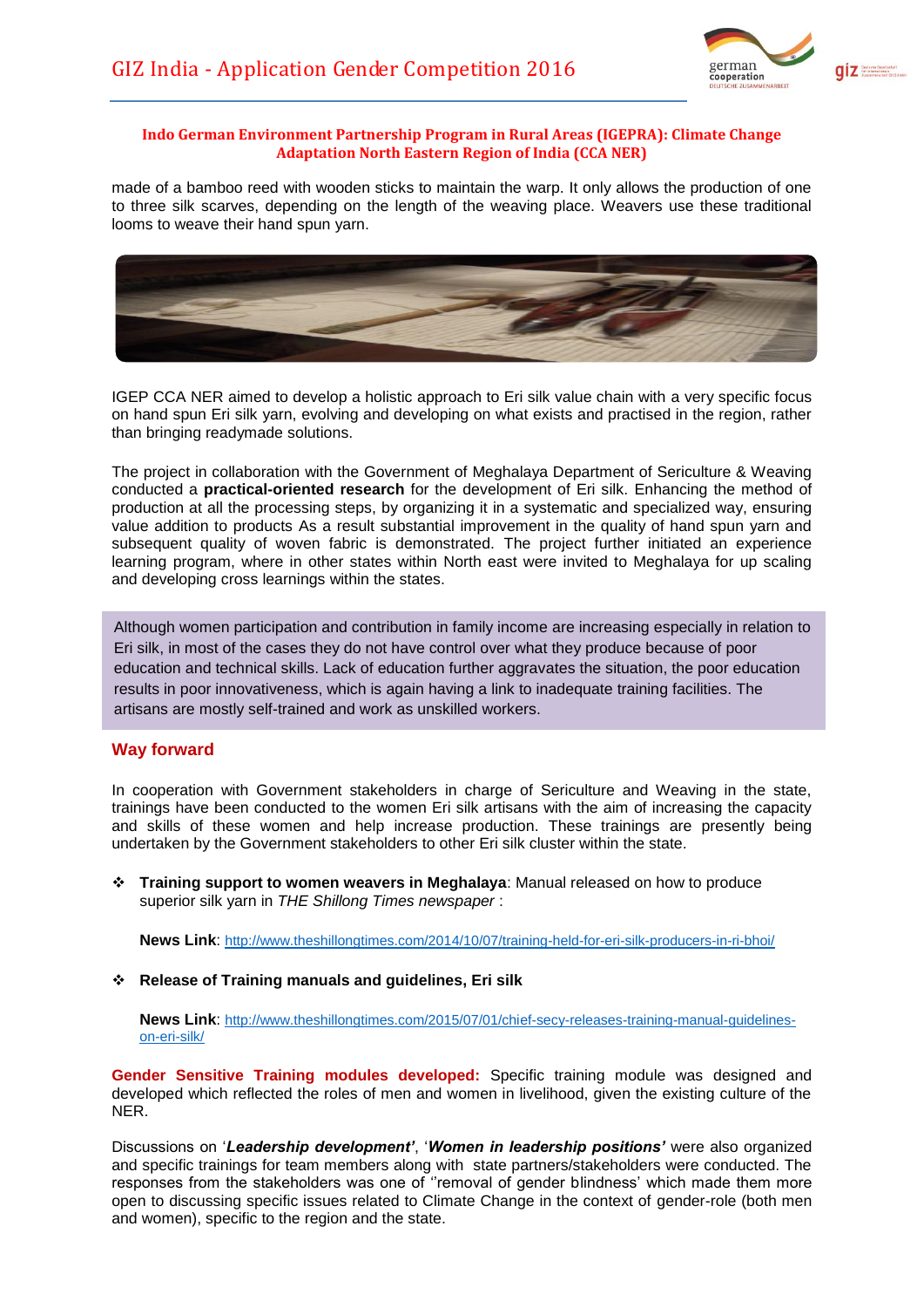**Indo German Environment Partnership Program in Rural Areas (IGEPRA): Climate Change Adaptation North Eastern Region of India (CCA NER)**

made of a bamboo reed with wooden sticks to maintain the warp. It only allows the production of one to three silk scarves, depending on the length of the weaving place. Weavers use these traditional looms to weave their hand spun yarn.

IGEP CCA NER aimed to develop a holistic approach to Eri silk value chain with a very specific focus on hand spun Eri silk yarn, evolving and developing on what exists and practised in the region, rather than bringing readymade solutions.

The project in collaboration with the Government of Meghalaya Department of Sericulture & Weaving conducted a **practical-oriented research** for the development of Eri silk. Enhancing the method of production at all the processing steps, by organizing it in a systematic and specialized way, ensuring value addition to products As a result substantial improvement in the quality of hand spun yarn and subsequent quality of woven fabric is demonstrated. The project further initiated an experience learning program, where in other states within North east were invited to Meghalaya for up scaling and developing cross learnings within the states.

Although women participation and contribution in family income are increasing especially in relation to Eri silk, in most of the cases they do not have control over what they produce because of poor education and technical skills. Lack of education further aggravates the situation, the poor education results in poor innovativeness, which is again having a link to inadequate training facilities. The artisans are mostly self-trained and work as unskilled workers.

## Way forward

In cooperation with Government stakeholders in charge of Sericulture and Weaving in the state, trainings have been conducted to the women Eri silk artisans with the aim of increasing the capacity and skills of these women and help increase production. These trainings are presently being undertaken by the Government stakeholders to other Eri silk cluster within the state.

- **Training support to women weavers in Meghalaya**: Manual released on how to produce superior silk yarn in *THE Shillong Times newspaper* :

  **News Link**: http://www.theshillongtimes.com/2014/10/07/training-held-for-eri-silk-producers-in-ri-bhoi/

- **Release of Training manuals and guidelines, Eri silk**

  **News Link**: http://www.theshillongtimes.com/2015/07/01/chief-secy-releases-training-manual-guidelines-on-eri-silk/

**Gender Sensitive Training modules developed:** Specific training module was designed and developed which reflected the roles of men and women in livelihood, given the existing culture of the NER.

Discussions on '***Leadership development'***, '***Women in leadership positions'*** were also organized and specific trainings for team members along with state partners/stakeholders were conducted. The responses from the stakeholders was one of ''removal of gender blindness' which made them more open to discussing specific issues related to Climate Change in the context of gender-role (both men and women), specific to the region and the state.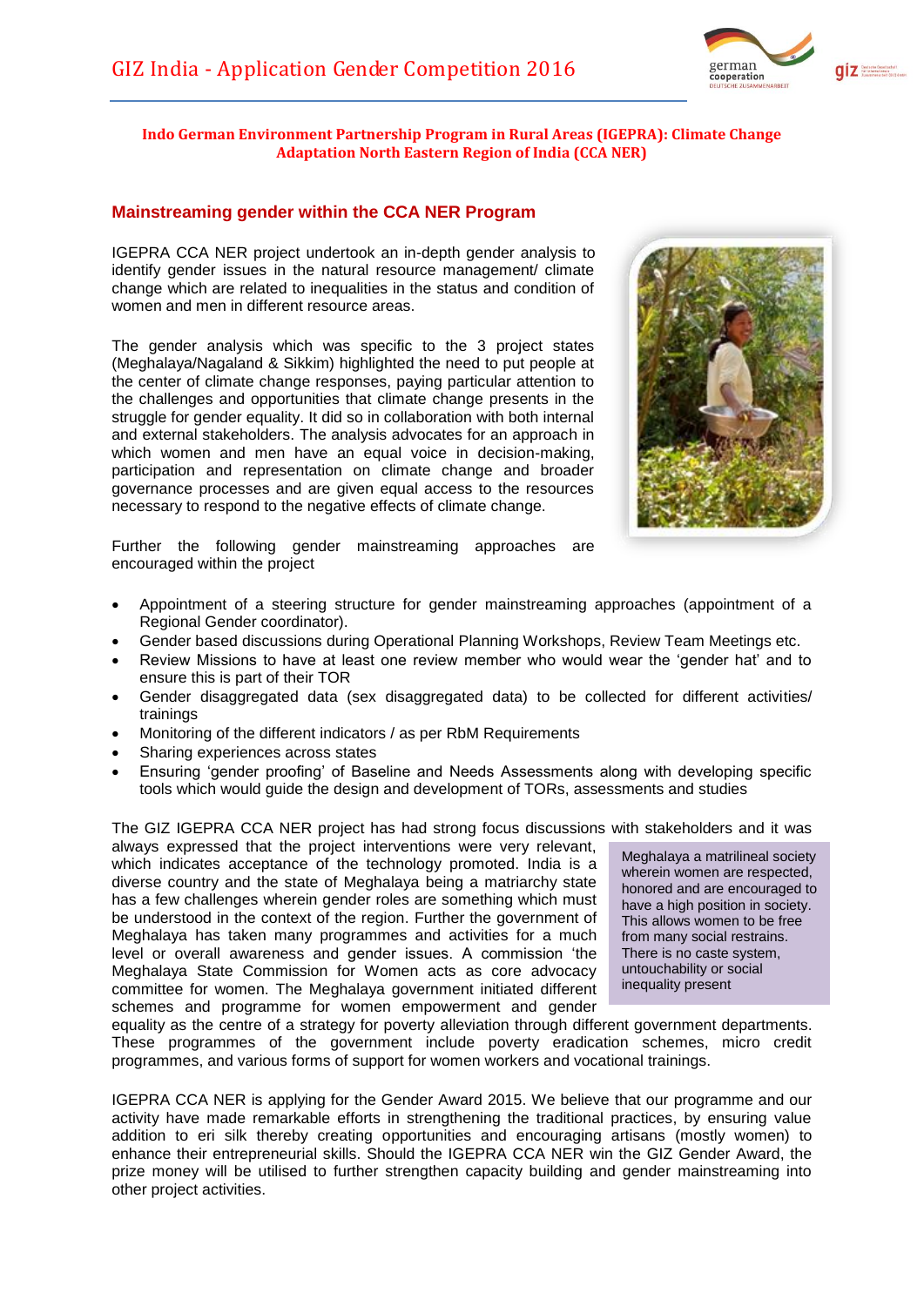# Indo German Environment Partnership Program in Rural Areas (IGEPRA): Climate Change Adaptation North Eastern Region of India (CCA NER)

## Mainstreaming gender within the CCA NER Program

IGEPRA CCA NER project undertook an in-depth gender analysis to identify gender issues in the natural resource management/ climate change which are related to inequalities in the status and condition of women and men in different resource areas.

The gender analysis which was specific to the 3 project states (Meghalaya/Nagaland & Sikkim) highlighted the need to put people at the center of climate change responses, paying particular attention to the challenges and opportunities that climate change presents in the struggle for gender equality. It did so in collaboration with both internal and external stakeholders. The analysis advocates for an approach in which women and men have an equal voice in decision-making, participation and representation on climate change and broader governance processes and are given equal access to the resources necessary to respond to the negative effects of climate change.

Further the following gender mainstreaming approaches are encouraged within the project

- Appointment of a steering structure for gender mainstreaming approaches (appointment of a Regional Gender coordinator).
- Gender based discussions during Operational Planning Workshops, Review Team Meetings etc.
- Review Missions to have at least one review member who would wear the 'gender hat' and to ensure this is part of their TOR
- Gender disaggregated data (sex disaggregated data) to be collected for different activities/ trainings
- Monitoring of the different indicators / as per RbM Requirements
- Sharing experiences across states
- Ensuring 'gender proofing' of Baseline and Needs Assessments along with developing specific tools which would guide the design and development of TORs, assessments and studies

The GIZ IGEPRA CCA NER project has had strong focus discussions with stakeholders and it was always expressed that the project interventions were very relevant, which indicates acceptance of the technology promoted. India is a diverse country and the state of Meghalaya being a matriarchy state has a few challenges wherein gender roles are something which must be understood in the context of the region. Further the government of Meghalaya has taken many programmes and activities for a much level or overall awareness and gender issues. A commission 'the Meghalaya State Commission for Women acts as core advocacy committee for women. The Meghalaya government initiated different schemes and programme for women empowerment and gender equality as the centre of a strategy for poverty alleviation through different government departments. These programmes of the government include poverty eradication schemes, micro credit programmes, and various forms of support for women workers and vocational trainings.

> Meghalaya a matrilineal society wherein women are respected, honored and are encouraged to have a high position in society. This allows women to be free from many social restrains. There is no caste system, untouchability or social inequality present

IGEPRA CCA NER is applying for the Gender Award 2015. We believe that our programme and our activity have made remarkable efforts in strengthening the traditional practices, by ensuring value addition to eri silk thereby creating opportunities and encouraging artisans (mostly women) to enhance their entrepreneurial skills. Should the IGEPRA CCA NER win the GIZ Gender Award, the prize money will be utilised to further strengthen capacity building and gender mainstreaming into other project activities.